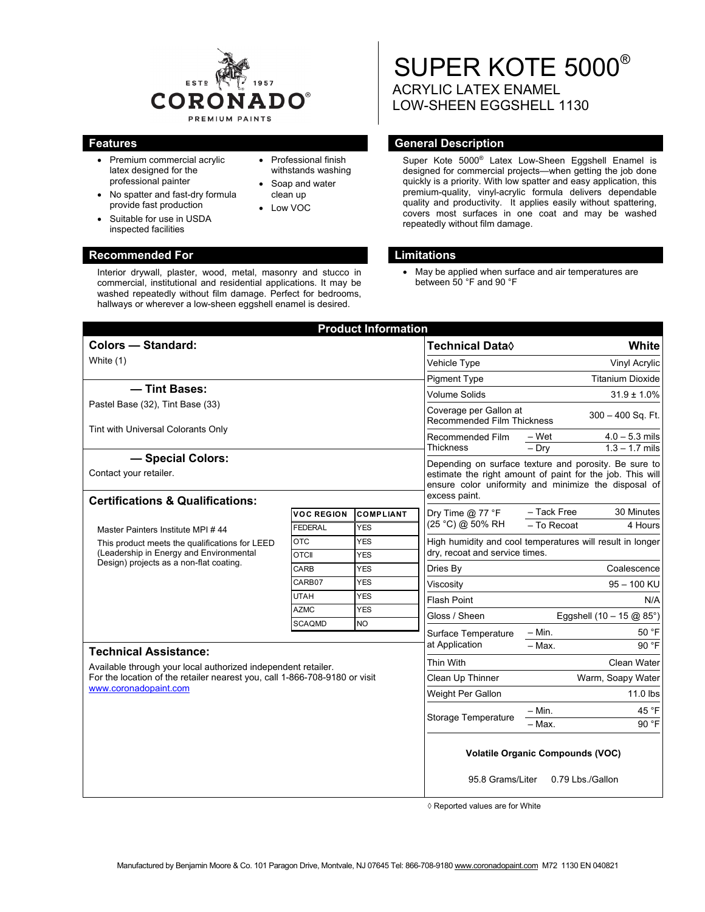ESTD 1957
CORONADO®
PREMIUM PAINTS

# SUPER KOTE 5000®

## ACRYLIC LATEX ENAMEL
## LOW-SHEEN EGGSHELL 1130

## Features

- Premium commercial acrylic latex designed for the professional painter
- No spatter and fast-dry formula provide fast production
- Suitable for use in USDA inspected facilities
- Professional finish withstands washing
- Soap and water clean up
- Low VOC

## General Description

Super Kote 5000® Latex Low-Sheen Eggshell Enamel is designed for commercial projects—when getting the job done quickly is a priority. With low spatter and easy application, this premium-quality, vinyl-acrylic formula delivers dependable quality and productivity. It applies easily without spattering, covers most surfaces in one coat and may be washed repeatedly without film damage.

## Recommended For

Interior drywall, plaster, wood, metal, masonry and stucco in commercial, institutional and residential applications. It may be washed repeatedly without film damage. Perfect for bedrooms, hallways or wherever a low-sheen eggshell enamel is desired.

## Limitations

- May be applied when surface and air temperatures are between 50 °F and 90 °F

## Product Information

### Colors — Standard:

White (1)

### — Tint Bases:

Pastel Base (32), Tint Base (33)

Tint with Universal Colorants Only

### — Special Colors:

Contact your retailer.

### Certifications & Qualifications:

Master Painters Institute MPI # 44

This product meets the qualifications for LEED (Leadership in Energy and Environmental Design) projects as a non-flat coating.

| VOC REGION | COMPLIANT |
|---|---|
| FEDERAL | YES |
| OTC | YES |
| OTCII | YES |
| CARB | YES |
| CARB07 | YES |
| UTAH | YES |
| AZMC | YES |
| SCAQMD | NO |

### Technical Assistance:

Available through your local authorized independent retailer.
For the location of the retailer nearest you, call 1-866-708-9180 or visit www.coronadopaint.com

| Technical Data◊ | | White |
|---|---|---|
| Vehicle Type | | Vinyl Acrylic |
| Pigment Type | | Titanium Dioxide |
| Volume Solids | | 31.9 ± 1.0% |
| Coverage per Gallon at Recommended Film Thickness | | 300 – 400 Sq. Ft. |
| Recommended Film Thickness | – Wet | 4.0 – 5.3 mils |
| | – Dry | 1.3 – 1.7 mils |
| Depending on surface texture and porosity. Be sure to estimate the right amount of paint for the job. This will ensure color uniformity and minimize the disposal of excess paint. | | |
| Dry Time @ 77 °F (25 °C) @ 50% RH | – Tack Free | 30 Minutes |
| | – To Recoat | 4 Hours |
| High humidity and cool temperatures will result in longer dry, recoat and service times. | | |
| Dries By | | Coalescence |
| Viscosity | | 95 – 100 KU |
| Flash Point | | N/A |
| Gloss / Sheen | | Eggshell (10 – 15 @ 85°) |
| Surface Temperature at Application | – Min. | 50 °F |
| | – Max. | 90 °F |
| Thin With | | Clean Water |
| Clean Up Thinner | | Warm, Soapy Water |
| Weight Per Gallon | | 11.0 lbs |
| Storage Temperature | – Min. | 45 °F |
| | – Max. | 90 °F |

**Volatile Organic Compounds (VOC)**

95.8 Grams/Liter 0.79 Lbs./Gallon

◊ Reported values are for White

Manufactured by Benjamin Moore & Co. 101 Paragon Drive, Montvale, NJ 07645 Tel: 866-708-9180 www.coronadopaint.com M72 1130 EN 040821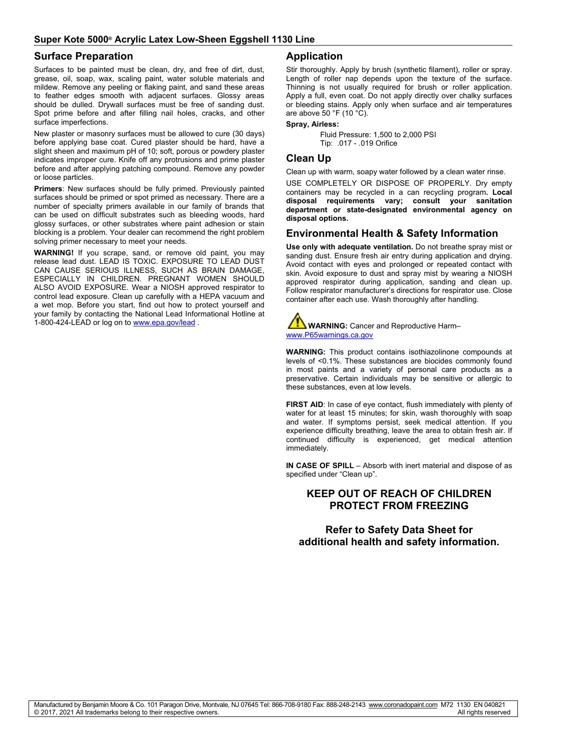# Super Kote 5000® Acrylic Latex Low-Sheen Eggshell 1130 Line

## Surface Preparation

Surfaces to be painted must be clean, dry, and free of dirt, dust, grease, oil, soap, wax, scaling paint, water soluble materials and mildew. Remove any peeling or flaking paint, and sand these areas to feather edges smooth with adjacent surfaces. Glossy areas should be dulled. Drywall surfaces must be free of sanding dust. Spot prime before and after filling nail holes, cracks, and other surface imperfections.

New plaster or masonry surfaces must be allowed to cure (30 days) before applying base coat. Cured plaster should be hard, have a slight sheen and maximum pH of 10; soft, porous or powdery plaster indicates improper cure. Knife off any protrusions and prime plaster before and after applying patching compound. Remove any powder or loose particles.

**Primers**: New surfaces should be fully primed. Previously painted surfaces should be primed or spot primed as necessary. There are a number of specialty primers available in our family of brands that can be used on difficult substrates such as bleeding woods, hard glossy surfaces, or other substrates where paint adhesion or stain blocking is a problem. Your dealer can recommend the right problem solving primer necessary to meet your needs.

**WARNING!** If you scrape, sand, or remove old paint, you may release lead dust. LEAD IS TOXIC. EXPOSURE TO LEAD DUST CAN CAUSE SERIOUS ILLNESS, SUCH AS BRAIN DAMAGE, ESPECIALLY IN CHILDREN. PREGNANT WOMEN SHOULD ALSO AVOID EXPOSURE. Wear a NIOSH approved respirator to control lead exposure. Clean up carefully with a HEPA vacuum and a wet mop. Before you start, find out how to protect yourself and your family by contacting the National Lead Informational Hotline at 1-800-424-LEAD or log on to www.epa.gov/lead .

## Application

Stir thoroughly. Apply by brush (synthetic filament), roller or spray. Length of roller nap depends upon the texture of the surface. Thinning is not usually required for brush or roller application. Apply a full, even coat. Do not apply directly over chalky surfaces or bleeding stains. Apply only when surface and air temperatures are above 50 °F (10 °C).

**Spray, Airless:**

Fluid Pressure: 1,500 to 2,000 PSI
Tip: .017 - .019 Orifice

## Clean Up

Clean up with warm, soapy water followed by a clean water rinse.

USE COMPLETELY OR DISPOSE OF PROPERLY. Dry empty containers may be recycled in a can recycling program**. Local disposal requirements vary; consult your sanitation department or state-designated environmental agency on disposal options.**

## Environmental Health & Safety Information

**Use only with adequate ventilation.** Do not breathe spray mist or sanding dust. Ensure fresh air entry during application and drying. Avoid contact with eyes and prolonged or repeated contact with skin. Avoid exposure to dust and spray mist by wearing a NIOSH approved respirator during application, sanding and clean up. Follow respirator manufacturer's directions for respirator use. Close container after each use. Wash thoroughly after handling.

**WARNING:** Cancer and Reproductive Harm– www.P65warnings.ca.gov

**WARNING:** This product contains isothiazolinone compounds at levels of <0.1%. These substances are biocides commonly found in most paints and a variety of personal care products as a preservative. Certain individuals may be sensitive or allergic to these substances, even at low levels.

**FIRST AID**: In case of eye contact, flush immediately with plenty of water for at least 15 minutes; for skin, wash thoroughly with soap and water. If symptoms persist, seek medical attention. If you experience difficulty breathing, leave the area to obtain fresh air. If continued difficulty is experienced, get medical attention immediately.

**IN CASE OF SPILL** – Absorb with inert material and dispose of as specified under "Clean up".

**KEEP OUT OF REACH OF CHILDREN**
**PROTECT FROM FREEZING**

**Refer to Safety Data Sheet for additional health and safety information.**

Manufactured by Benjamin Moore & Co. 101 Paragon Drive, Montvale, NJ 07645 Tel: 866-708-9180 Fax: 888-248-2143 www.coronadopaint.com M72 1130 EN 040821
© 2017, 2021 All trademarks belong to their respective owners. All rights reserved